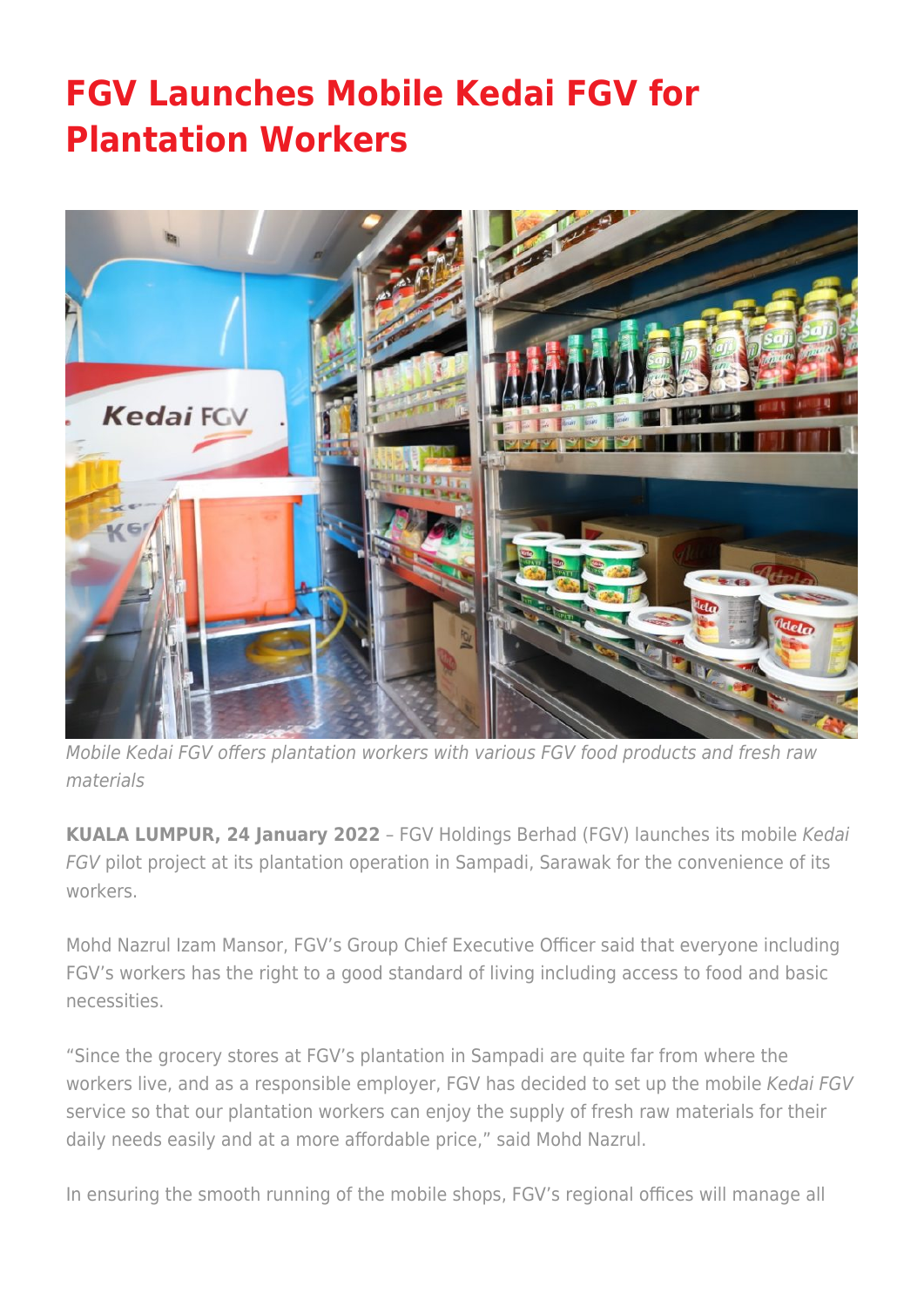# FGV Launches Mobile Kedai FGV for Plantation Workers

*Mobile Kedai FGV offers plantation workers with various FGV food products and fresh raw materials*

**KUALA LUMPUR, 24 January 2022** – FGV Holdings Berhad (FGV) launches its mobile *Kedai FGV* pilot project at its plantation operation in Sampadi, Sarawak for the convenience of its workers.

Mohd Nazrul Izam Mansor, FGV's Group Chief Executive Officer said that everyone including FGV's workers has the right to a good standard of living including access to food and basic necessities.

"Since the grocery stores at FGV's plantation in Sampadi are quite far from where the workers live, and as a responsible employer, FGV has decided to set up the mobile *Kedai FGV* service so that our plantation workers can enjoy the supply of fresh raw materials for their daily needs easily and at a more affordable price," said Mohd Nazrul.

In ensuring the smooth running of the mobile shops, FGV's regional offices will manage all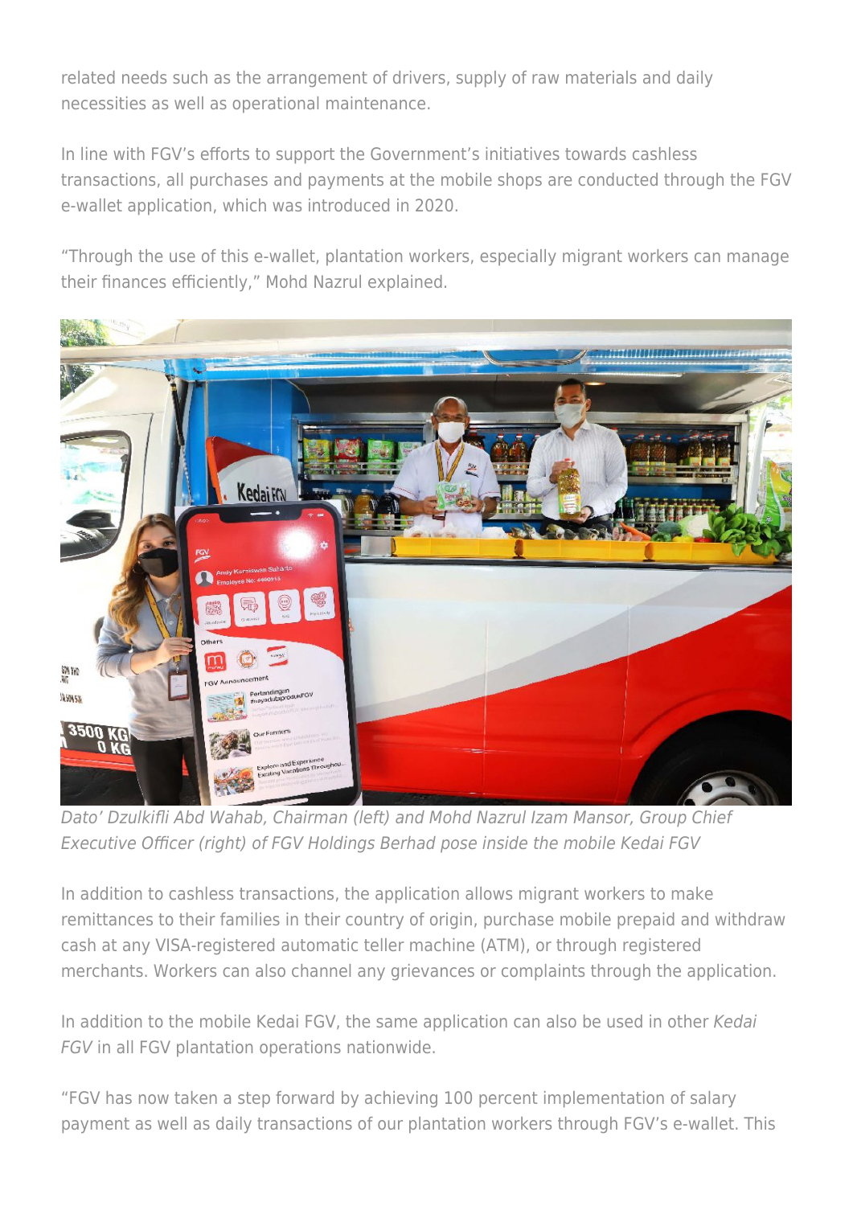related needs such as the arrangement of drivers, supply of raw materials and daily necessities as well as operational maintenance.

In line with FGV's efforts to support the Government's initiatives towards cashless transactions, all purchases and payments at the mobile shops are conducted through the FGV e-wallet application, which was introduced in 2020.

"Through the use of this e-wallet, plantation workers, especially migrant workers can manage their finances efficiently," Mohd Nazrul explained.

*Dato' Dzulkifli Abd Wahab, Chairman (left) and Mohd Nazrul Izam Mansor, Group Chief Executive Officer (right) of FGV Holdings Berhad pose inside the mobile Kedai FGV*

In addition to cashless transactions, the application allows migrant workers to make remittances to their families in their country of origin, purchase mobile prepaid and withdraw cash at any VISA-registered automatic teller machine (ATM), or through registered merchants. Workers can also channel any grievances or complaints through the application.

In addition to the mobile Kedai FGV, the same application can also be used in other *Kedai FGV* in all FGV plantation operations nationwide.

"FGV has now taken a step forward by achieving 100 percent implementation of salary payment as well as daily transactions of our plantation workers through FGV's e-wallet. This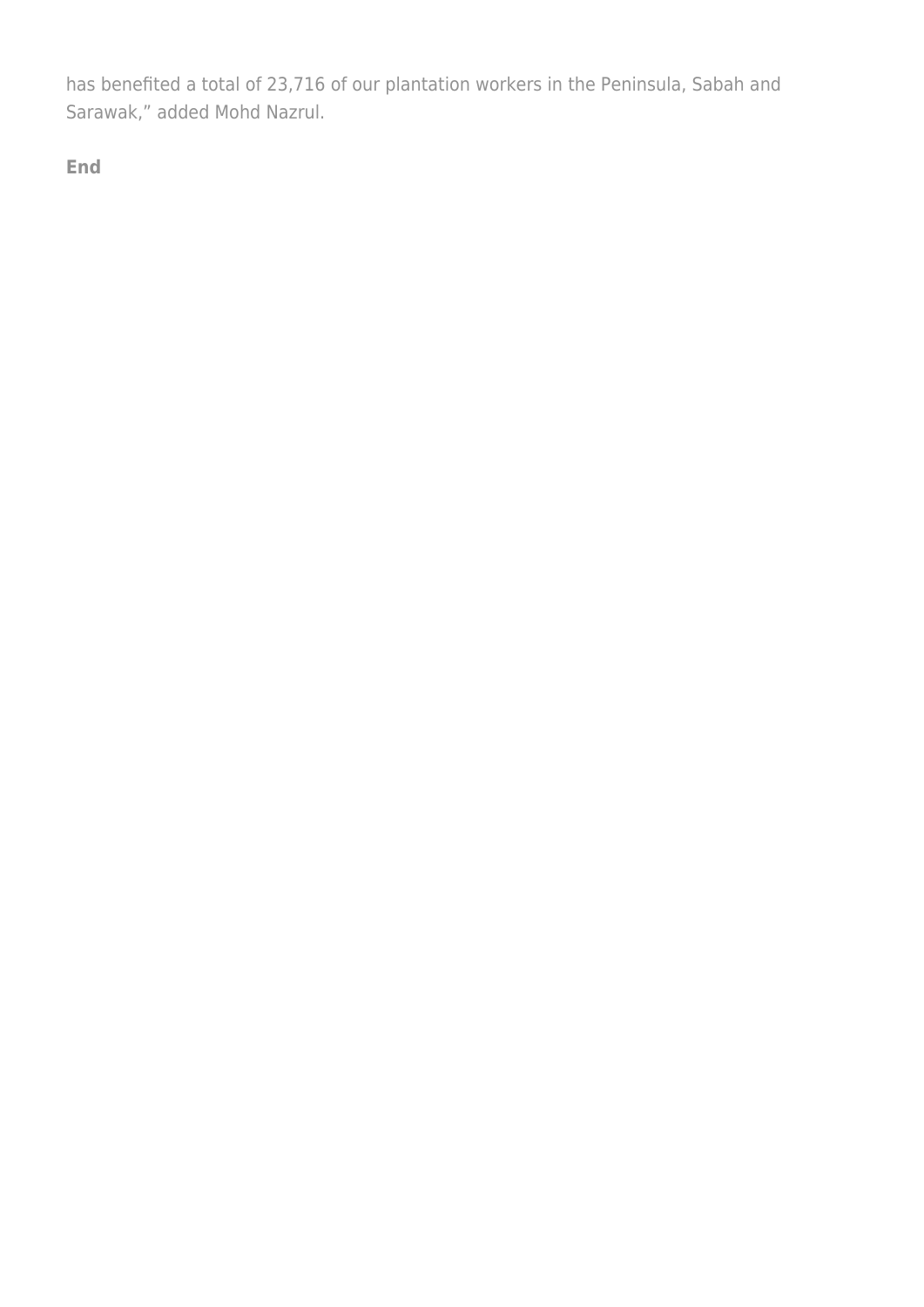has benefited a total of 23,716 of our plantation workers in the Peninsula, Sabah and Sarawak," added Mohd Nazrul.

**End**